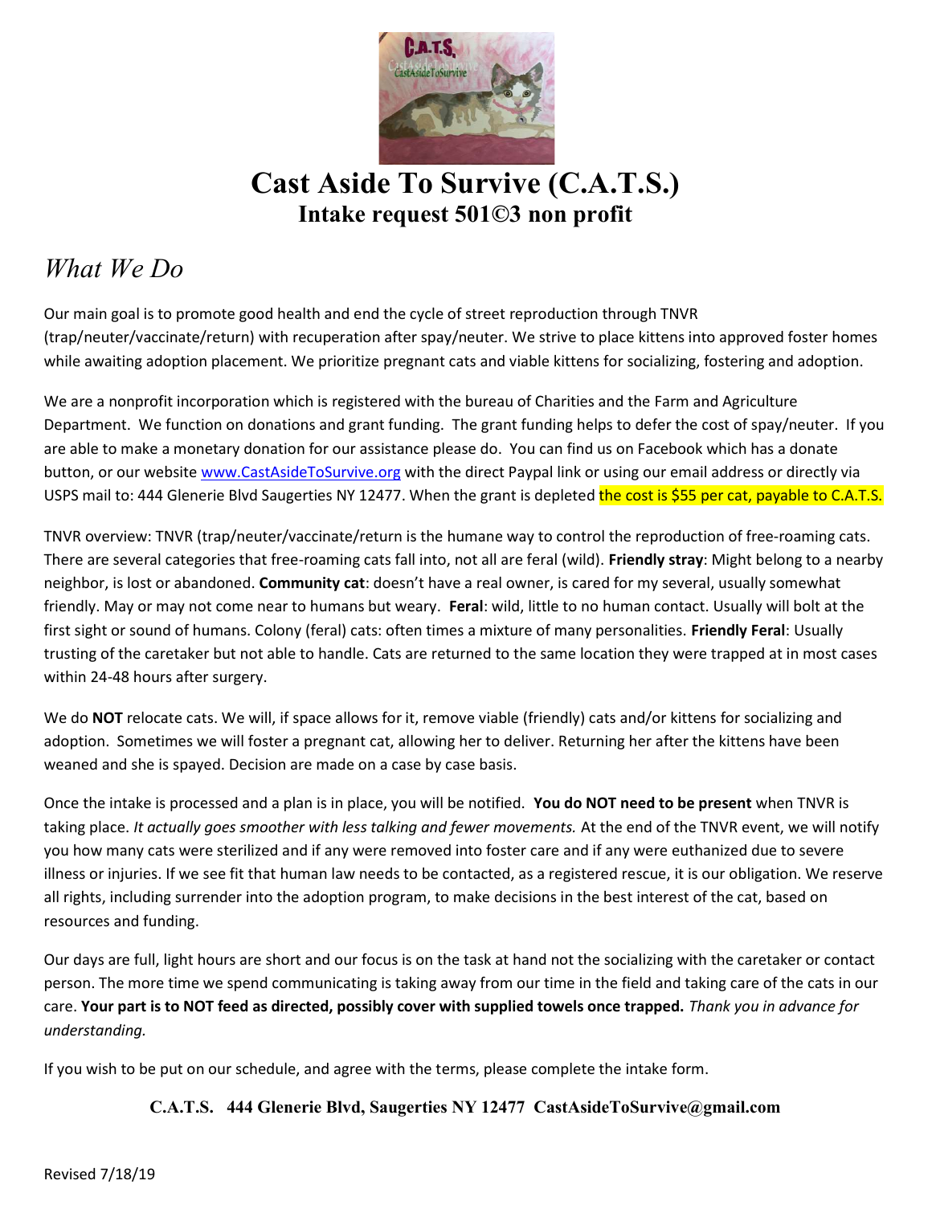# Cast Aside To Survive (C.A.T.S.)

## Intake request 501©3 non profit

## *What We Do*

Our main goal is to promote good health and end the cycle of street reproduction through TNVR (trap/neuter/vaccinate/return) with recuperation after spay/neuter. We strive to place kittens into approved foster homes while awaiting adoption placement. We prioritize pregnant cats and viable kittens for socializing, fostering and adoption.

We are a nonprofit incorporation which is registered with the bureau of Charities and the Farm and Agriculture Department. We function on donations and grant funding. The grant funding helps to defer the cost of spay/neuter. If you are able to make a monetary donation for our assistance please do. You can find us on Facebook which has a donate button, or our website www.CastAsideToSurvive.org with the direct Paypal link or using our email address or directly via USPS mail to: 444 Glenerie Blvd Saugerties NY 12477. When the grant is depleted the cost is $55 per cat, payable to C.A.T.S.

TNVR overview: TNVR (trap/neuter/vaccinate/return is the humane way to control the reproduction of free-roaming cats. There are several categories that free-roaming cats fall into, not all are feral (wild). **Friendly stray**: Might belong to a nearby neighbor, is lost or abandoned. **Community cat**: doesn't have a real owner, is cared for my several, usually somewhat friendly. May or may not come near to humans but weary. **Feral**: wild, little to no human contact. Usually will bolt at the first sight or sound of humans. Colony (feral) cats: often times a mixture of many personalities. **Friendly Feral**: Usually trusting of the caretaker but not able to handle. Cats are returned to the same location they were trapped at in most cases within 24-48 hours after surgery.

We do **NOT** relocate cats. We will, if space allows for it, remove viable (friendly) cats and/or kittens for socializing and adoption. Sometimes we will foster a pregnant cat, allowing her to deliver. Returning her after the kittens have been weaned and she is spayed. Decision are made on a case by case basis.

Once the intake is processed and a plan is in place, you will be notified. **You do NOT need to be present** when TNVR is taking place. *It actually goes smoother with less talking and fewer movements.* At the end of the TNVR event, we will notify you how many cats were sterilized and if any were removed into foster care and if any were euthanized due to severe illness or injuries. If we see fit that human law needs to be contacted, as a registered rescue, it is our obligation. We reserve all rights, including surrender into the adoption program, to make decisions in the best interest of the cat, based on resources and funding.

Our days are full, light hours are short and our focus is on the task at hand not the socializing with the caretaker or contact person. The more time we spend communicating is taking away from our time in the field and taking care of the cats in our care. **Your part is to NOT feed as directed, possibly cover with supplied towels once trapped.** *Thank you in advance for understanding.*

If you wish to be put on our schedule, and agree with the terms, please complete the intake form.

**C.A.T.S. 444 Glenerie Blvd, Saugerties NY 12477 CastAsideToSurvive@gmail.com**

Revised 7/18/19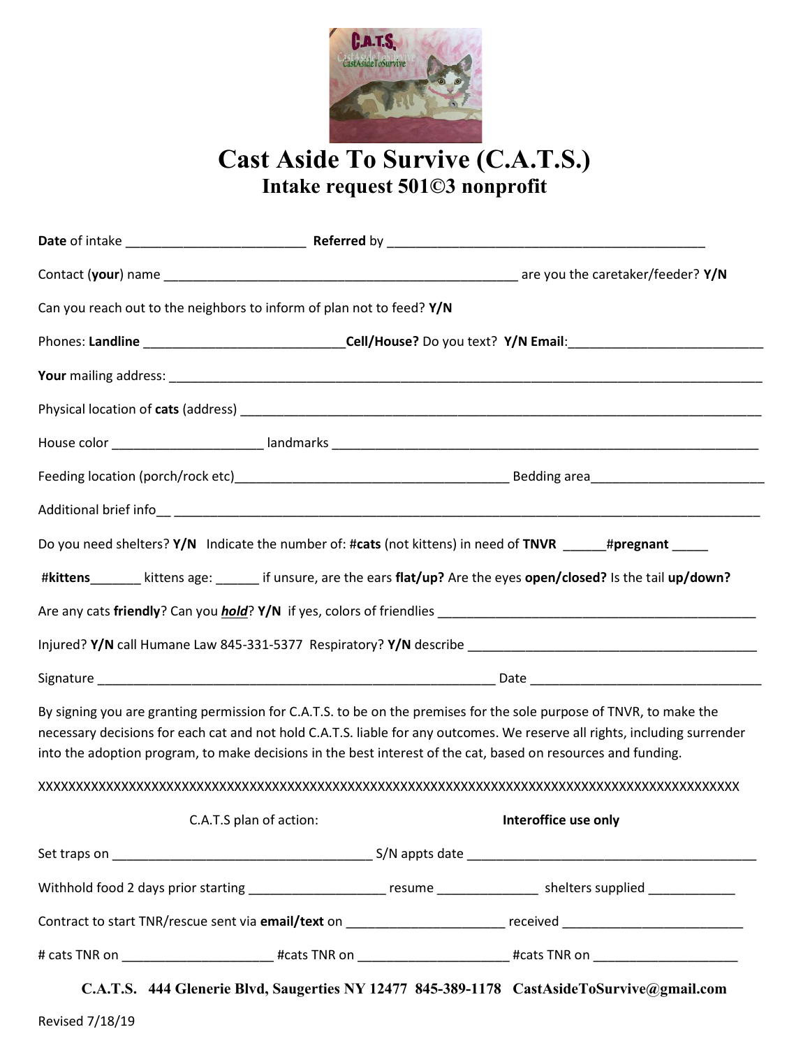# Cast Aside To Survive (C.A.T.S.)

## Intake request 501©3 nonprofit

**Date** of intake _________________________ **Referred** by ____________________________________________

Contact (**your**) name _________________________________________________ are you the caretaker/feeder? **Y/N**

Can you reach out to the neighbors to inform of plan not to feed? **Y/N**

Phones: **Landline** ___________________________**Cell/House?** Do you text? **Y/N Email**:___________________________

**Your** mailing address: ____________________________________________________________________________________

Physical location of **cats** (address) ___________________________________________________________________________

House color ____________________ landmarks ___________________________________________________________

Feeding location (porch/rock etc)______________________________________ Bedding area________________________

Additional brief info__ ______________________________________________________________________________________

Do you need shelters? **Y/N** Indicate the number of: #**cats** (not kittens) in need of **TNVR** ______#**pregnant** _____

#**kittens**_______ kittens age: ______ if unsure, are the ears **flat/up?** Are the eyes **open/closed?** Is the tail **up/down?**

Are any cats **friendly**? Can you ***hold***? **Y/N** if yes, colors of friendlies ____________________________________________

Injured? **Y/N** call Humane Law 845-331-5377 Respiratory? **Y/N** describe ________________________________________

Signature ______________________________________________________ Date ________________________________

By signing you are granting permission for C.A.T.S. to be on the premises for the sole purpose of TNVR, to make the necessary decisions for each cat and not hold C.A.T.S. liable for any outcomes. We reserve all rights, including surrender into the adoption program, to make decisions in the best interest of the cat, based on resources and funding.

XXXXXXXXXXXXXXXXXXXXXXXXXXXXXXXXXXXXXXXXXXXXXXXXXXXXXXXXXXXXXXXXXXXXXXXXXXXXXXXXXXXXXXXX

C.A.T.S plan of action: **Interoffice use only**

Set traps on ___________________________________ S/N appts date ________________________________________

Withhold food 2 days prior starting ___________________ resume ______________ shelters supplied ____________

Contract to start TNR/rescue sent via **email/text** on _____________________ received ________________________

\# cats TNR on ____________________ #cats TNR on ____________________ #cats TNR on ____________________

**C.A.T.S. 444 Glenerie Blvd, Saugerties NY 12477 845-389-1178 CastAsideToSurvive@gmail.com**

Revised 7/18/19